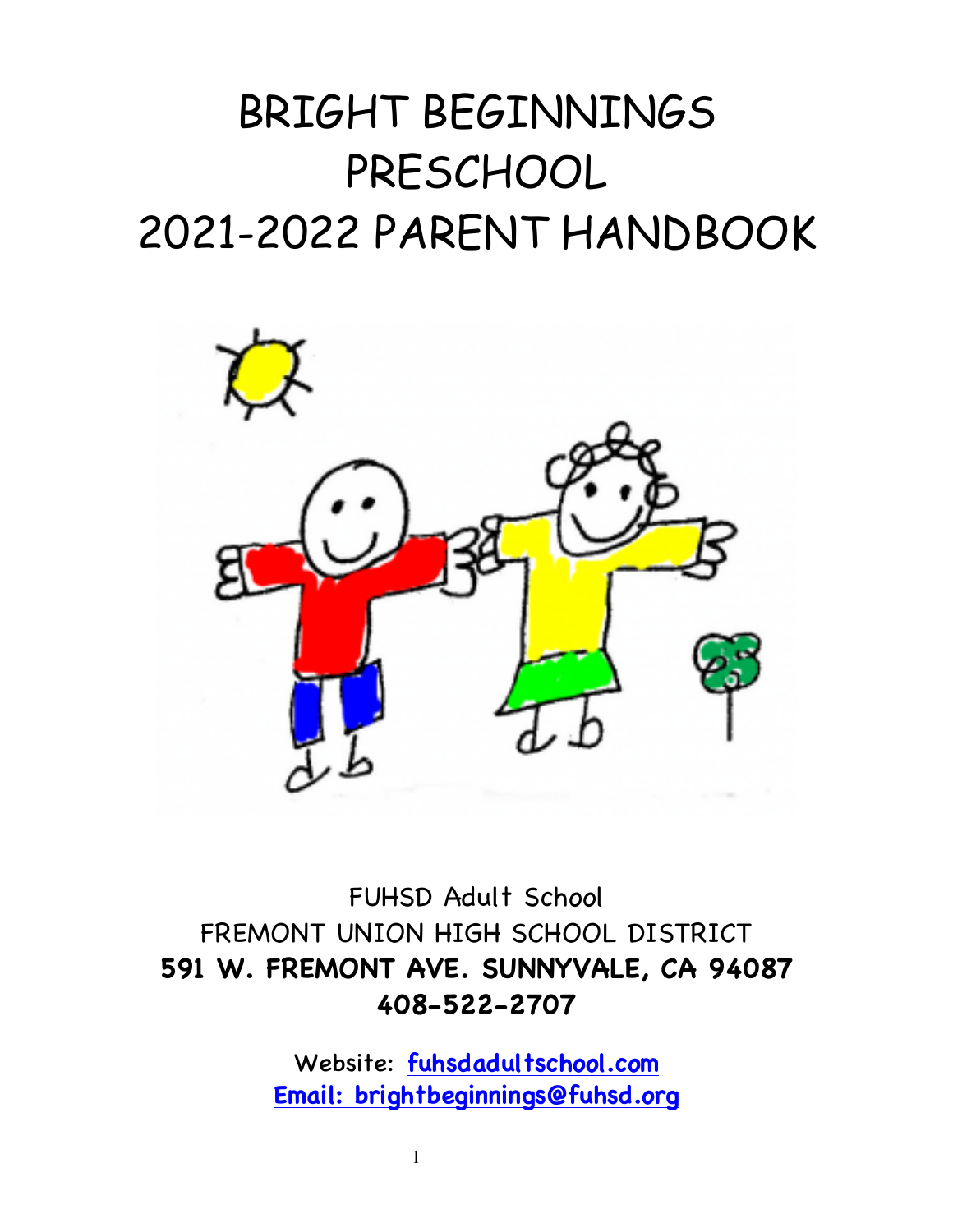# BRIGHT BEGINNINGS PRESCHOOL 2021-2022 PARENT HANDBOOK

FUHSD Adult School
FREMONT UNION HIGH SCHOOL DISTRICT
**591 W. FREMONT AVE. SUNNYVALE, CA 94087**
**408-522-2707**

Website: **fuhsdadultschool.com**
**Email: brightbeginnings@fuhsd.org**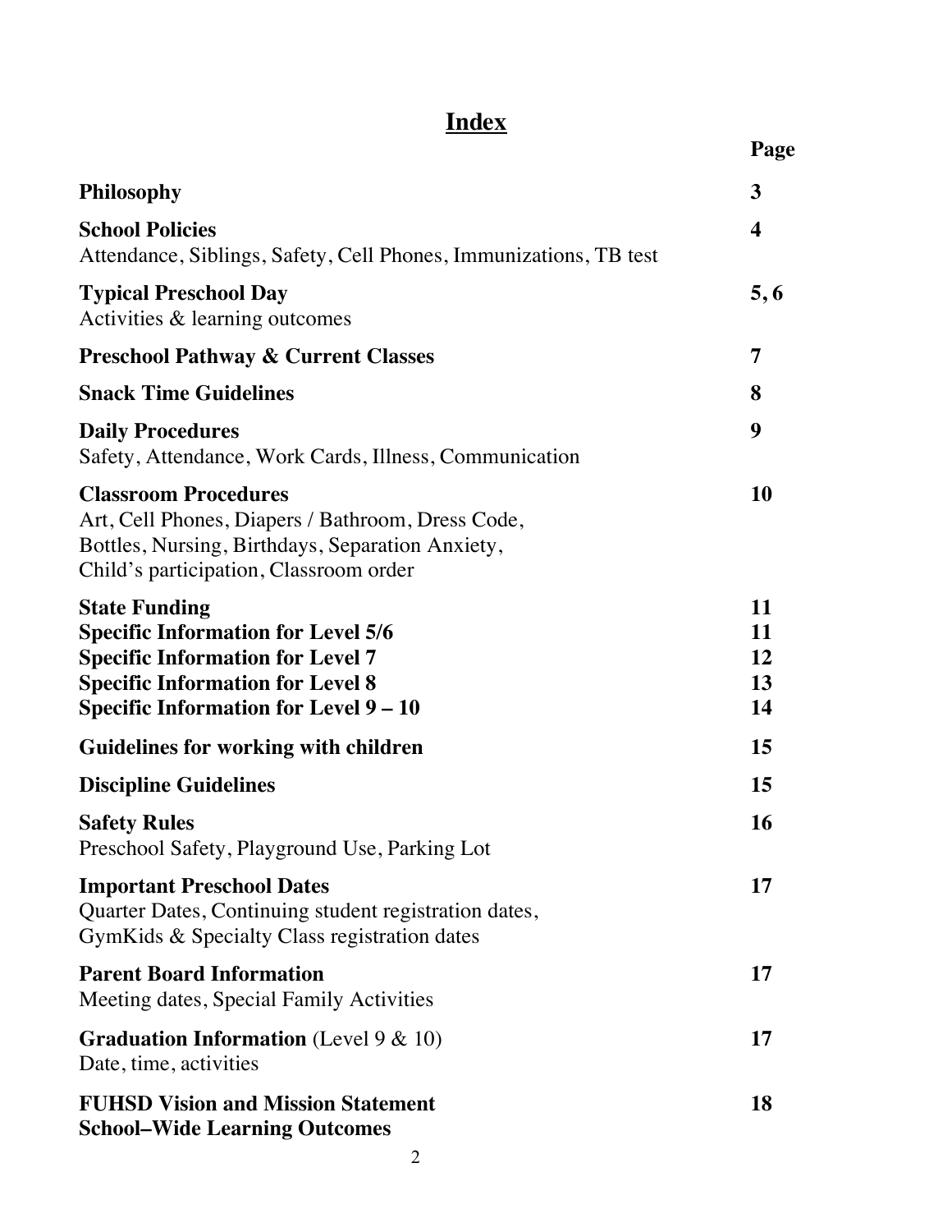# Index

| | Page |
|---|---|
| **Philosophy** | **3** |
| **School Policies**<br>Attendance, Siblings, Safety, Cell Phones, Immunizations, TB test | **4** |
| **Typical Preschool Day**<br>Activities & learning outcomes | **5, 6** |
| **Preschool Pathway & Current Classes** | **7** |
| **Snack Time Guidelines** | **8** |
| **Daily Procedures**<br>Safety, Attendance, Work Cards, Illness, Communication | **9** |
| **Classroom Procedures**<br>Art, Cell Phones, Diapers / Bathroom, Dress Code, Bottles, Nursing, Birthdays, Separation Anxiety, Child's participation, Classroom order | **10** |
| **State Funding** | **11** |
| **Specific Information for Level 5/6** | **11** |
| **Specific Information for Level 7** | **12** |
| **Specific Information for Level 8** | **13** |
| **Specific Information for Level 9 – 10** | **14** |
| **Guidelines for working with children** | **15** |
| **Discipline Guidelines** | **15** |
| **Safety Rules**<br>Preschool Safety, Playground Use, Parking Lot | **16** |
| **Important Preschool Dates**<br>Quarter Dates, Continuing student registration dates, GymKids & Specialty Class registration dates | **17** |
| **Parent Board Information**<br>Meeting dates, Special Family Activities | **17** |
| **Graduation Information** (Level 9 & 10)<br>Date, time, activities | **17** |
| **FUHSD Vision and Mission Statement**<br>**School–Wide Learning Outcomes** | **18** |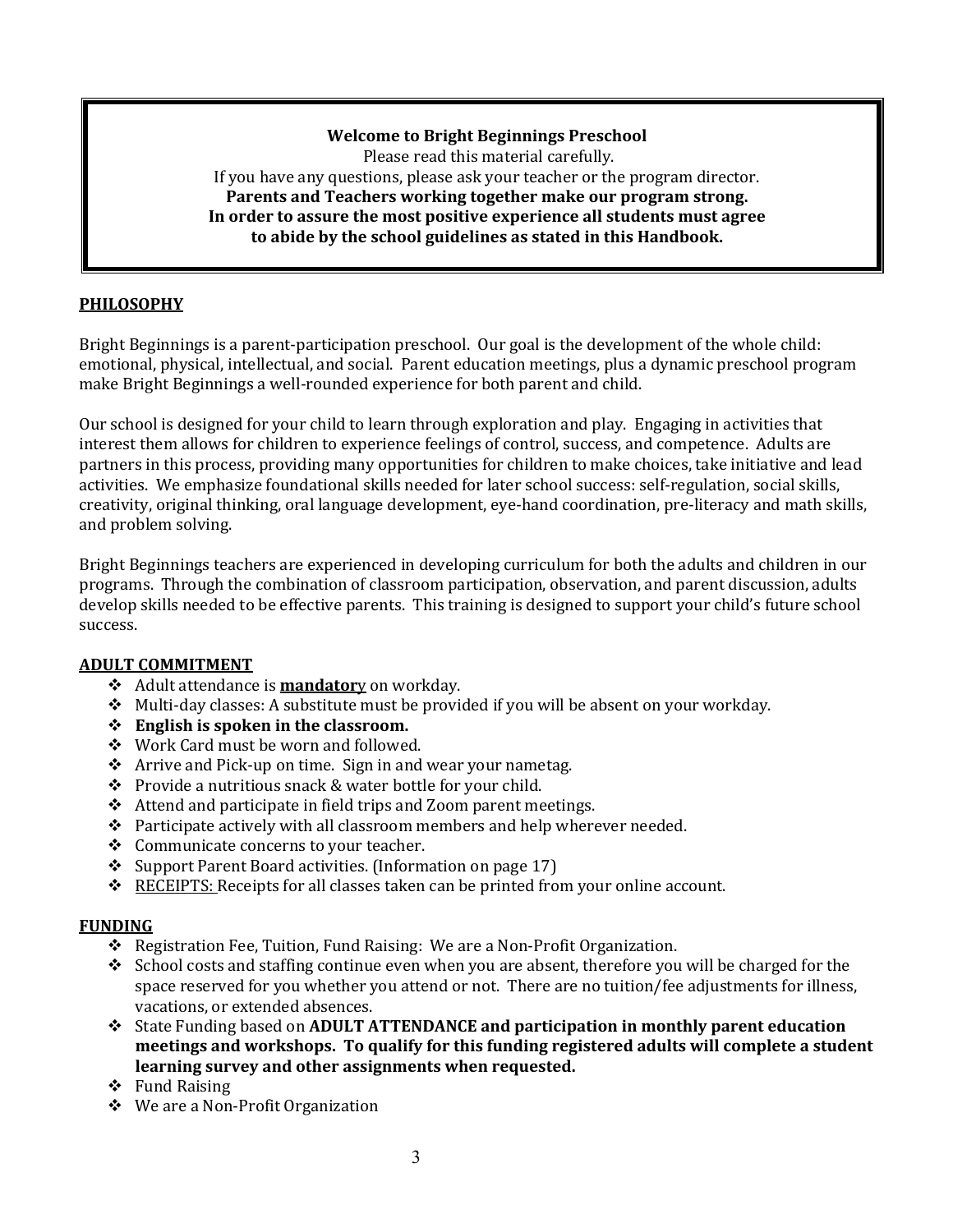**Welcome to Bright Beginnings Preschool**
Please read this material carefully.
If you have any questions, please ask your teacher or the program director.
**Parents and Teachers working together make our program strong.**
**In order to assure the most positive experience all students must agree to abide by the school guidelines as stated in this Handbook.**

## PHILOSOPHY

Bright Beginnings is a parent-participation preschool. Our goal is the development of the whole child: emotional, physical, intellectual, and social. Parent education meetings, plus a dynamic preschool program make Bright Beginnings a well-rounded experience for both parent and child.

Our school is designed for your child to learn through exploration and play. Engaging in activities that interest them allows for children to experience feelings of control, success, and competence. Adults are partners in this process, providing many opportunities for children to make choices, take initiative and lead activities. We emphasize foundational skills needed for later school success: self-regulation, social skills, creativity, original thinking, oral language development, eye-hand coordination, pre-literacy and math skills, and problem solving.

Bright Beginnings teachers are experienced in developing curriculum for both the adults and children in our programs. Through the combination of classroom participation, observation, and parent discussion, adults develop skills needed to be effective parents. This training is designed to support your child's future school success.

## ADULT COMMITMENT

- Adult attendance is **mandatory** on workday.
- Multi-day classes: A substitute must be provided if you will be absent on your workday.
- **English is spoken in the classroom.**
- Work Card must be worn and followed.
- Arrive and Pick-up on time. Sign in and wear your nametag.
- Provide a nutritious snack & water bottle for your child.
- Attend and participate in field trips and Zoom parent meetings.
- Participate actively with all classroom members and help wherever needed.
- Communicate concerns to your teacher.
- Support Parent Board activities. (Information on page 17)
- RECEIPTS: Receipts for all classes taken can be printed from your online account.

## FUNDING

- Registration Fee, Tuition, Fund Raising: We are a Non-Profit Organization.
- School costs and staffing continue even when you are absent, therefore you will be charged for the space reserved for you whether you attend or not. There are no tuition/fee adjustments for illness, vacations, or extended absences.
- State Funding based on **ADULT ATTENDANCE and participation in monthly parent education meetings and workshops. To qualify for this funding registered adults will complete a student learning survey and other assignments when requested.**
- Fund Raising
- We are a Non-Profit Organization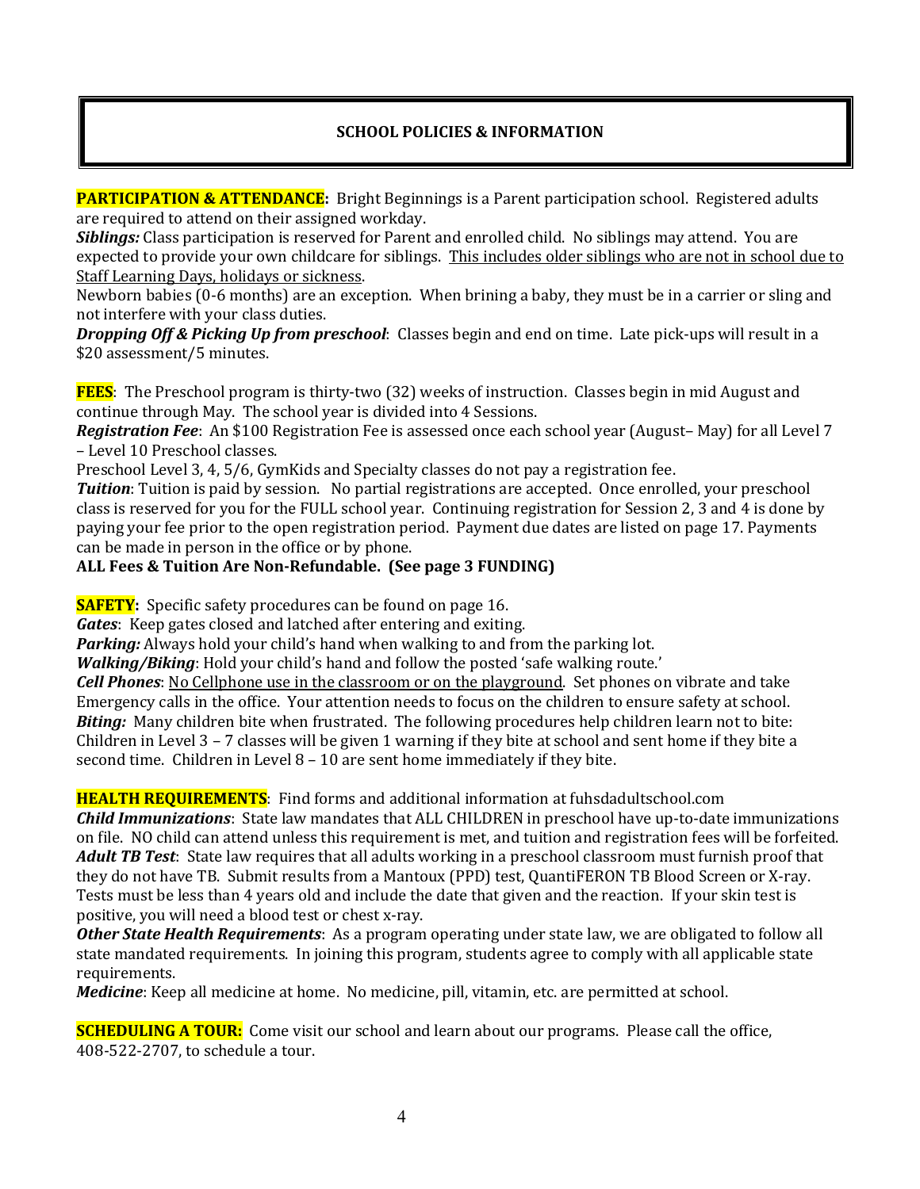## SCHOOL POLICIES & INFORMATION

**PARTICIPATION & ATTENDANCE:** Bright Beginnings is a Parent participation school. Registered adults are required to attend on their assigned workday.

***Siblings:*** Class participation is reserved for Parent and enrolled child. No siblings may attend. You are expected to provide your own childcare for siblings. <u>This includes older siblings who are not in school due to Staff Learning Days, holidays or sickness</u>.

Newborn babies (0-6 months) are an exception. When brining a baby, they must be in a carrier or sling and not interfere with your class duties.

***Dropping Off & Picking Up from preschool***: Classes begin and end on time. Late pick-ups will result in a $20 assessment/5 minutes.

**FEES**: The Preschool program is thirty-two (32) weeks of instruction. Classes begin in mid August and continue through May. The school year is divided into 4 Sessions.

***Registration Fee***: An $100 Registration Fee is assessed once each school year (August– May) for all Level 7 – Level 10 Preschool classes.

Preschool Level 3, 4, 5/6, GymKids and Specialty classes do not pay a registration fee.

***Tuition***: Tuition is paid by session. No partial registrations are accepted. Once enrolled, your preschool class is reserved for you for the FULL school year. Continuing registration for Session 2, 3 and 4 is done by paying your fee prior to the open registration period. Payment due dates are listed on page 17. Payments can be made in person in the office or by phone.

**ALL Fees & Tuition Are Non-Refundable. (See page 3 FUNDING)**

**SAFETY:** Specific safety procedures can be found on page 16.

***Gates***: Keep gates closed and latched after entering and exiting.

***Parking:*** Always hold your child's hand when walking to and from the parking lot.

***Walking/Biking***: Hold your child's hand and follow the posted 'safe walking route.'

***Cell Phones***: <u>No Cellphone use in the classroom or on the playground</u>. Set phones on vibrate and take Emergency calls in the office. Your attention needs to focus on the children to ensure safety at school.

***Biting:*** Many children bite when frustrated. The following procedures help children learn not to bite: Children in Level 3 – 7 classes will be given 1 warning if they bite at school and sent home if they bite a second time. Children in Level 8 – 10 are sent home immediately if they bite.

**HEALTH REQUIREMENTS**: Find forms and additional information at fuhsdadultschool.com

***Child Immunizations***: State law mandates that ALL CHILDREN in preschool have up-to-date immunizations on file. NO child can attend unless this requirement is met, and tuition and registration fees will be forfeited.

***Adult TB Test***: State law requires that all adults working in a preschool classroom must furnish proof that they do not have TB. Submit results from a Mantoux (PPD) test, QuantiFERON TB Blood Screen or X-ray. Tests must be less than 4 years old and include the date that given and the reaction. If your skin test is positive, you will need a blood test or chest x-ray.

***Other State Health Requirements***: As a program operating under state law, we are obligated to follow all state mandated requirements. In joining this program, students agree to comply with all applicable state requirements.

***Medicine***: Keep all medicine at home. No medicine, pill, vitamin, etc. are permitted at school.

**SCHEDULING A TOUR:** Come visit our school and learn about our programs. Please call the office, 408-522-2707, to schedule a tour.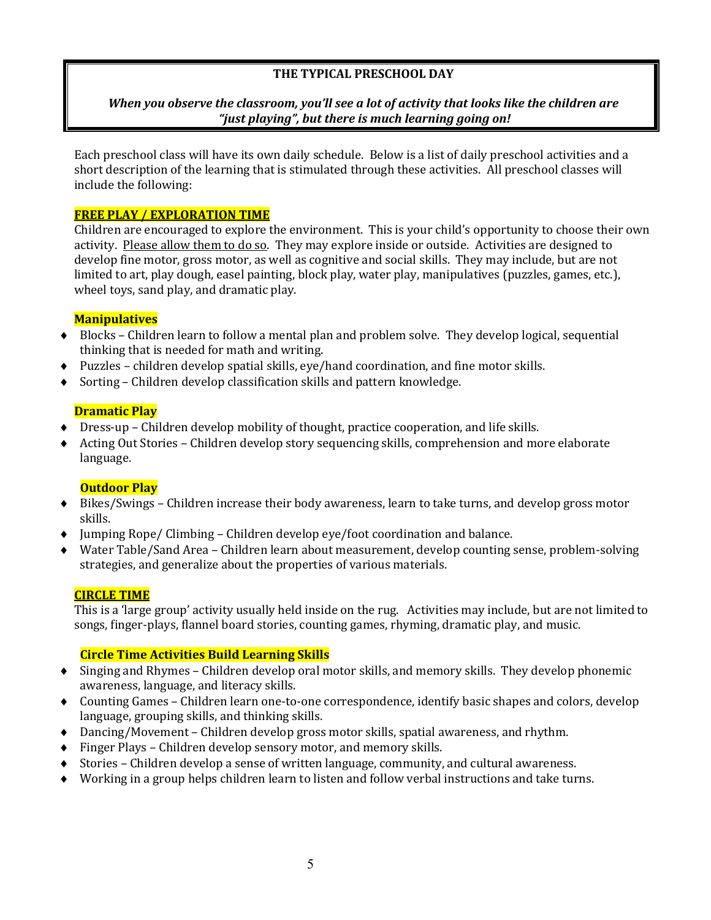## THE TYPICAL PRESCHOOL DAY

***When you observe the classroom, you'll see a lot of activity that looks like the children are "just playing", but there is much learning going on!***

Each preschool class will have its own daily schedule. Below is a list of daily preschool activities and a short description of the learning that is stimulated through these activities. All preschool classes will include the following:

### FREE PLAY / EXPLORATION TIME

Children are encouraged to explore the environment. This is your child's opportunity to choose their own activity. Please allow them to do so. They may explore inside or outside. Activities are designed to develop fine motor, gross motor, as well as cognitive and social skills. They may include, but are not limited to art, play dough, easel painting, block play, water play, manipulatives (puzzles, games, etc.), wheel toys, sand play, and dramatic play.

#### Manipulatives

- Blocks – Children learn to follow a mental plan and problem solve. They develop logical, sequential thinking that is needed for math and writing.
- Puzzles – children develop spatial skills, eye/hand coordination, and fine motor skills.
- Sorting – Children develop classification skills and pattern knowledge.

#### Dramatic Play

- Dress-up – Children develop mobility of thought, practice cooperation, and life skills.
- Acting Out Stories – Children develop story sequencing skills, comprehension and more elaborate language.

#### Outdoor Play

- Bikes/Swings – Children increase their body awareness, learn to take turns, and develop gross motor skills.
- Jumping Rope/ Climbing – Children develop eye/foot coordination and balance.
- Water Table/Sand Area – Children learn about measurement, develop counting sense, problem-solving strategies, and generalize about the properties of various materials.

### CIRCLE TIME

This is a 'large group' activity usually held inside on the rug. Activities may include, but are not limited to songs, finger-plays, flannel board stories, counting games, rhyming, dramatic play, and music.

#### Circle Time Activities Build Learning Skills

- Singing and Rhymes – Children develop oral motor skills, and memory skills. They develop phonemic awareness, language, and literacy skills.
- Counting Games – Children learn one-to-one correspondence, identify basic shapes and colors, develop language, grouping skills, and thinking skills.
- Dancing/Movement – Children develop gross motor skills, spatial awareness, and rhythm.
- Finger Plays – Children develop sensory motor, and memory skills.
- Stories – Children develop a sense of written language, community, and cultural awareness.
- Working in a group helps children learn to listen and follow verbal instructions and take turns.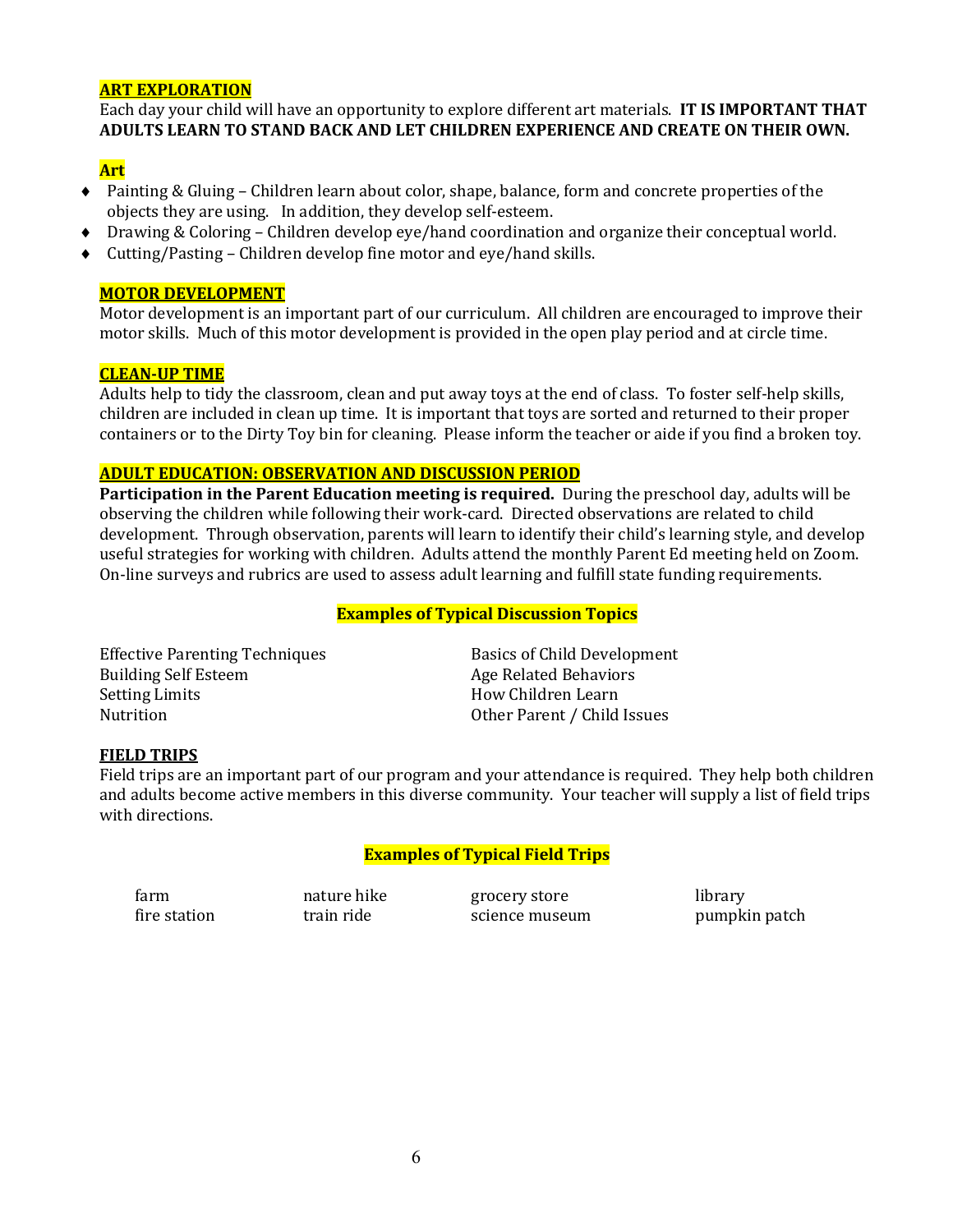## ART EXPLORATION

Each day your child will have an opportunity to explore different art materials. **IT IS IMPORTANT THAT ADULTS LEARN TO STAND BACK AND LET CHILDREN EXPERIENCE AND CREATE ON THEIR OWN.**

### Art

- Painting & Gluing – Children learn about color, shape, balance, form and concrete properties of the objects they are using. In addition, they develop self-esteem.
- Drawing & Coloring – Children develop eye/hand coordination and organize their conceptual world.
- Cutting/Pasting – Children develop fine motor and eye/hand skills.

## MOTOR DEVELOPMENT

Motor development is an important part of our curriculum. All children are encouraged to improve their motor skills. Much of this motor development is provided in the open play period and at circle time.

## CLEAN-UP TIME

Adults help to tidy the classroom, clean and put away toys at the end of class. To foster self-help skills, children are included in clean up time. It is important that toys are sorted and returned to their proper containers or to the Dirty Toy bin for cleaning. Please inform the teacher or aide if you find a broken toy.

## ADULT EDUCATION: OBSERVATION AND DISCUSSION PERIOD

**Participation in the Parent Education meeting is required.** During the preschool day, adults will be observing the children while following their work-card. Directed observations are related to child development. Through observation, parents will learn to identify their child's learning style, and develop useful strategies for working with children. Adults attend the monthly Parent Ed meeting held on Zoom. On-line surveys and rubrics are used to assess adult learning and fulfill state funding requirements.

**Examples of Typical Discussion Topics**

| | |
|---|---|
| Effective Parenting Techniques | Basics of Child Development |
| Building Self Esteem | Age Related Behaviors |
| Setting Limits | How Children Learn |
| Nutrition | Other Parent / Child Issues |

## FIELD TRIPS

Field trips are an important part of our program and your attendance is required. They help both children and adults become active members in this diverse community. Your teacher will supply a list of field trips with directions.

**Examples of Typical Field Trips**

| | | | |
|---|---|---|---|
| farm | nature hike | grocery store | library |
| fire station | train ride | science museum | pumpkin patch |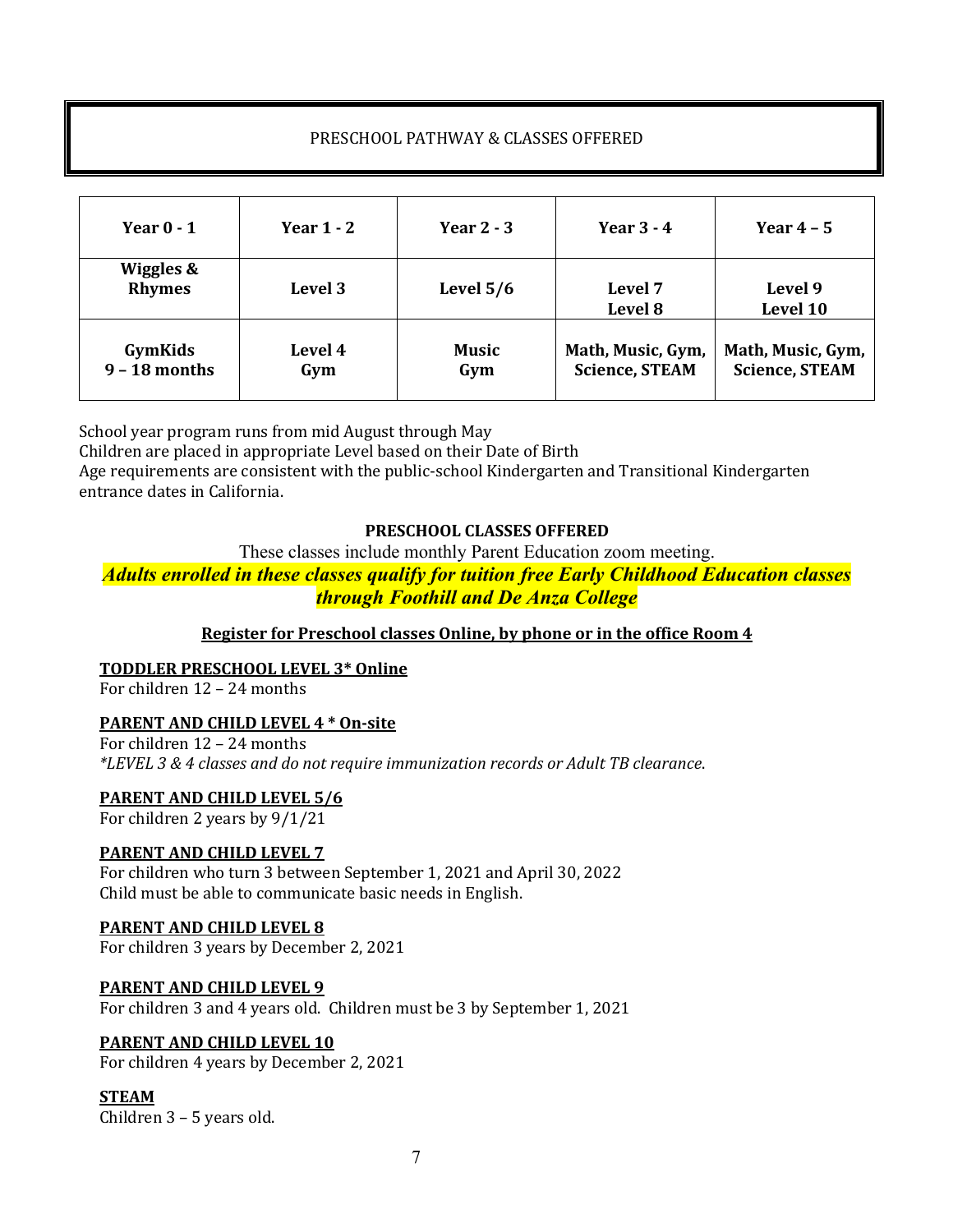# PRESCHOOL PATHWAY & CLASSES OFFERED

| Year 0 - 1 | Year 1 - 2 | Year 2 - 3 | Year 3 - 4 | Year 4 – 5 |
|---|---|---|---|---|
| **Wiggles & Rhymes** | **Level 3** | **Level 5/6** | **Level 7 Level 8** | **Level 9 Level 10** |
| **GymKids 9 – 18 months** | **Level 4 Gym** | **Music Gym** | **Math, Music, Gym, Science, STEAM** | **Math, Music, Gym, Science, STEAM** |

School year program runs from mid August through May
Children are placed in appropriate Level based on their Date of Birth
Age requirements are consistent with the public-school Kindergarten and Transitional Kindergarten entrance dates in California.

## PRESCHOOL CLASSES OFFERED

These classes include monthly Parent Education zoom meeting.

***Adults enrolled in these classes qualify for tuition free Early Childhood Education classes through Foothill and De Anza College***

**Register for Preschool classes Online, by phone or in the office Room 4**

**TODDLER PRESCHOOL LEVEL 3* Online**
For children 12 – 24 months

**PARENT AND CHILD LEVEL 4 * On-site**
For children 12 – 24 months
*\*LEVEL 3 & 4 classes and do not require immunization records or Adult TB clearance.*

**PARENT AND CHILD LEVEL 5/6**
For children 2 years by 9/1/21

**PARENT AND CHILD LEVEL 7**
For children who turn 3 between September 1, 2021 and April 30, 2022
Child must be able to communicate basic needs in English.

**PARENT AND CHILD LEVEL 8**
For children 3 years by December 2, 2021

**PARENT AND CHILD LEVEL 9**
For children 3 and 4 years old. Children must be 3 by September 1, 2021

**PARENT AND CHILD LEVEL 10**
For children 4 years by December 2, 2021

**STEAM**
Children 3 – 5 years old.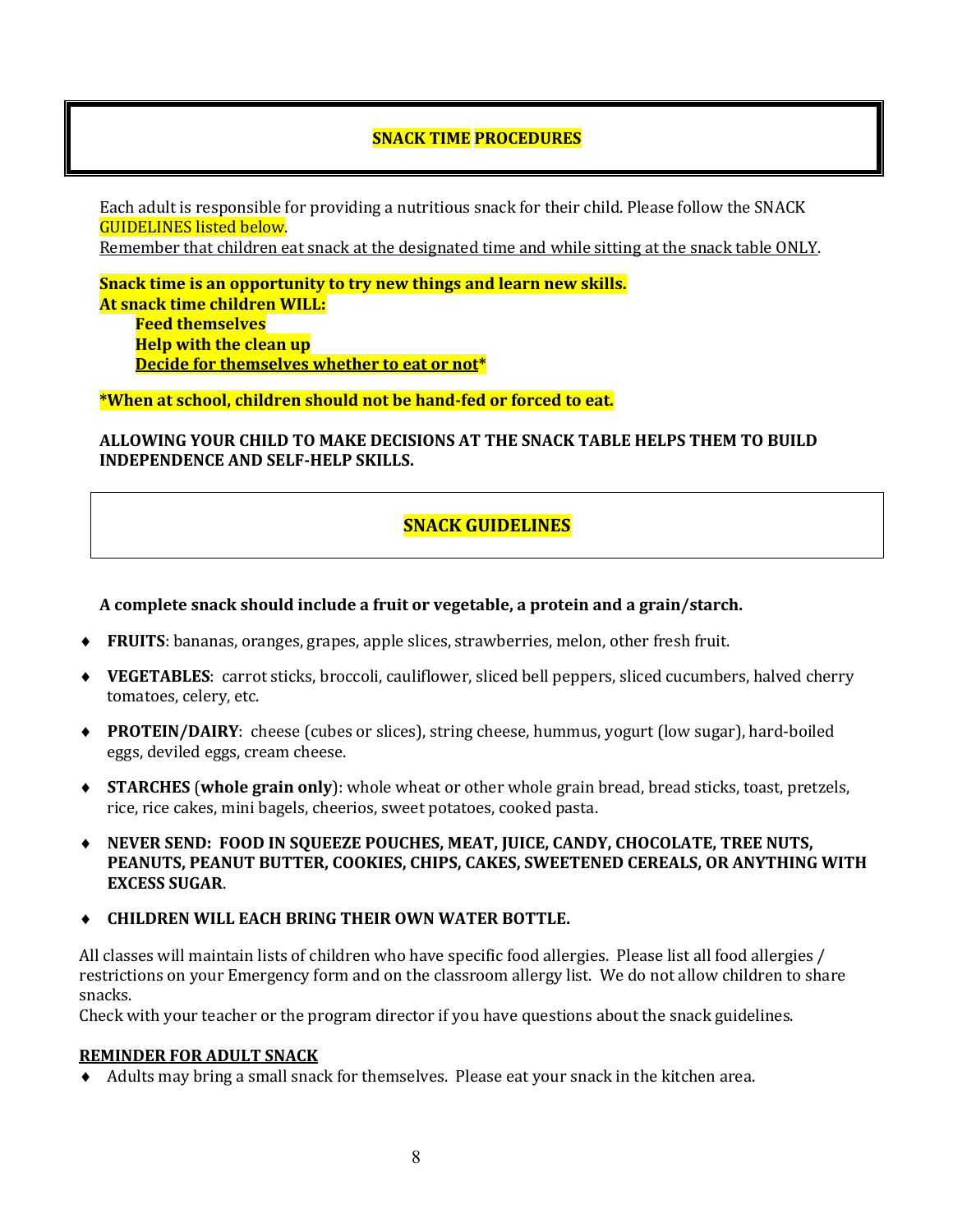## SNACK TIME PROCEDURES

Each adult is responsible for providing a nutritious snack for their child. Please follow the SNACK GUIDELINES listed below.
Remember that children eat snack at the designated time and while sitting at the snack table ONLY.

**Snack time is an opportunity to try new things and learn new skills.**
**At snack time children WILL:**

- **Feed themselves**
- **Help with the clean up**
- **Decide for themselves whether to eat or not***

***When at school, children should not be hand-fed or forced to eat.**

**ALLOWING YOUR CHILD TO MAKE DECISIONS AT THE SNACK TABLE HELPS THEM TO BUILD INDEPENDENCE AND SELF-HELP SKILLS.**

## SNACK GUIDELINES

**A complete snack should include a fruit or vegetable, a protein and a grain/starch.**

- **FRUITS**: bananas, oranges, grapes, apple slices, strawberries, melon, other fresh fruit.
- **VEGETABLES**: carrot sticks, broccoli, cauliflower, sliced bell peppers, sliced cucumbers, halved cherry tomatoes, celery, etc.
- **PROTEIN/DAIRY**: cheese (cubes or slices), string cheese, hummus, yogurt (low sugar), hard-boiled eggs, deviled eggs, cream cheese.
- **STARCHES** (**whole grain only**): whole wheat or other whole grain bread, bread sticks, toast, pretzels, rice, rice cakes, mini bagels, cheerios, sweet potatoes, cooked pasta.
- **NEVER SEND: FOOD IN SQUEEZE POUCHES, MEAT, JUICE, CANDY, CHOCOLATE, TREE NUTS, PEANUTS, PEANUT BUTTER, COOKIES, CHIPS, CAKES, SWEETENED CEREALS, OR ANYTHING WITH EXCESS SUGAR**.
- **CHILDREN WILL EACH BRING THEIR OWN WATER BOTTLE.**

All classes will maintain lists of children who have specific food allergies. Please list all food allergies / restrictions on your Emergency form and on the classroom allergy list. We do not allow children to share snacks.
Check with your teacher or the program director if you have questions about the snack guidelines.

**REMINDER FOR ADULT SNACK**

- Adults may bring a small snack for themselves. Please eat your snack in the kitchen area.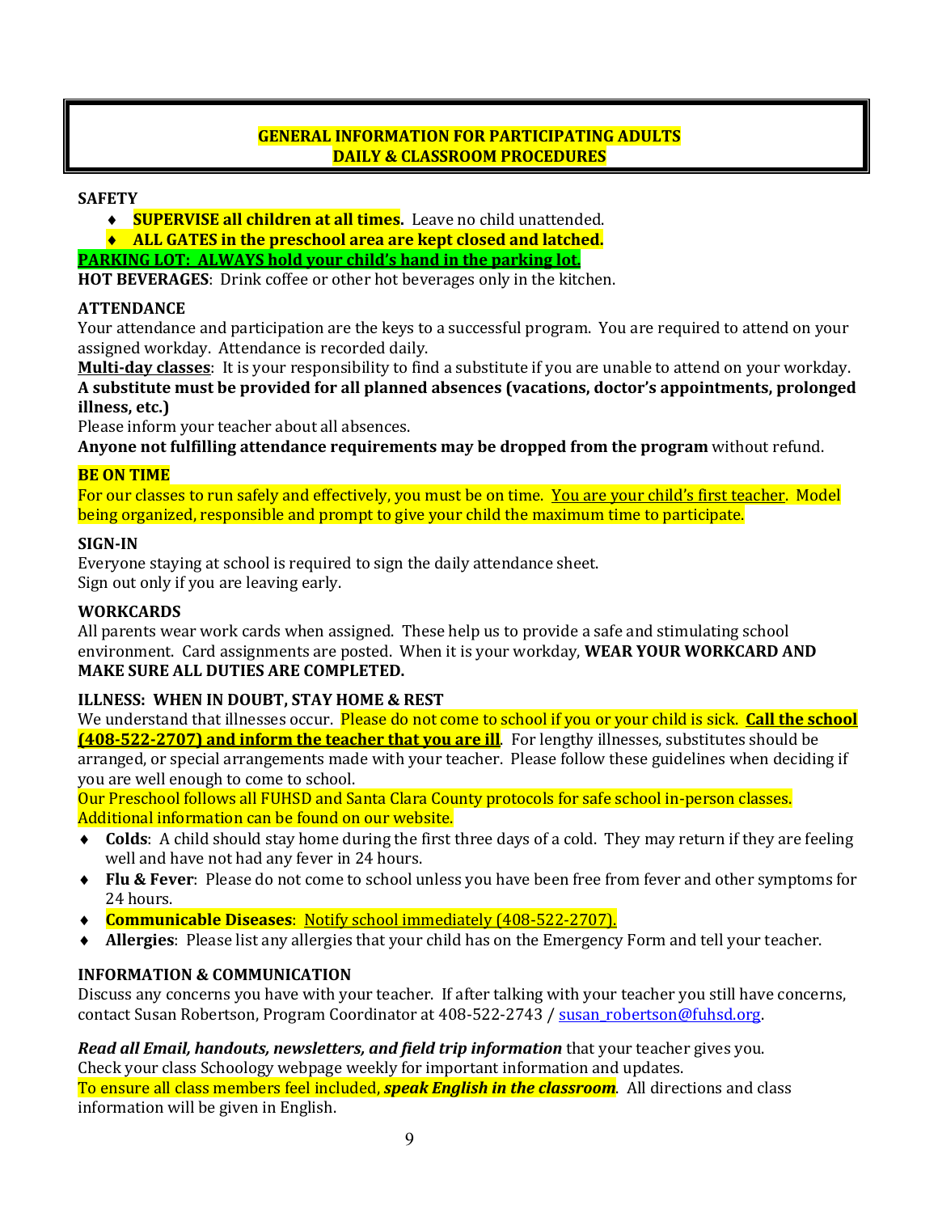# GENERAL INFORMATION FOR PARTICIPATING ADULTS
# DAILY & CLASSROOM PROCEDURES

**SAFETY**

- **SUPERVISE all children at all times.** Leave no child unattended.
- **ALL GATES in the preschool area are kept closed and latched.**

**PARKING LOT: ALWAYS hold your child's hand in the parking lot.**

**HOT BEVERAGES**: Drink coffee or other hot beverages only in the kitchen.

**ATTENDANCE**

Your attendance and participation are the keys to a successful program. You are required to attend on your assigned workday. Attendance is recorded daily.

**Multi-day classes**: It is your responsibility to find a substitute if you are unable to attend on your workday.

**A substitute must be provided for all planned absences (vacations, doctor's appointments, prolonged illness, etc.)**

Please inform your teacher about all absences.

**Anyone not fulfilling attendance requirements may be dropped from the program** without refund.

**BE ON TIME**

For our classes to run safely and effectively, you must be on time. You are your child's first teacher. Model being organized, responsible and prompt to give your child the maximum time to participate.

**SIGN-IN**

Everyone staying at school is required to sign the daily attendance sheet.
Sign out only if you are leaving early.

**WORKCARDS**

All parents wear work cards when assigned. These help us to provide a safe and stimulating school environment. Card assignments are posted. When it is your workday, **WEAR YOUR WORKCARD AND MAKE SURE ALL DUTIES ARE COMPLETED.**

**ILLNESS: WHEN IN DOUBT, STAY HOME & REST**

We understand that illnesses occur. Please do not come to school if you or your child is sick. **Call the school (408-522-2707) and inform the teacher that you are ill**. For lengthy illnesses, substitutes should be arranged, or special arrangements made with your teacher. Please follow these guidelines when deciding if you are well enough to come to school.

Our Preschool follows all FUHSD and Santa Clara County protocols for safe school in-person classes. Additional information can be found on our website.

- **Colds**: A child should stay home during the first three days of a cold. They may return if they are feeling well and have not had any fever in 24 hours.
- **Flu & Fever**: Please do not come to school unless you have been free from fever and other symptoms for 24 hours.
- **Communicable Diseases**: Notify school immediately (408-522-2707).
- **Allergies**: Please list any allergies that your child has on the Emergency Form and tell your teacher.

**INFORMATION & COMMUNICATION**

Discuss any concerns you have with your teacher. If after talking with your teacher you still have concerns, contact Susan Robertson, Program Coordinator at 408-522-2743 / susan_robertson@fuhsd.org.

***Read all Email, handouts, newsletters, and field trip information*** that your teacher gives you.
Check your class Schoology webpage weekly for important information and updates.
To ensure all class members feel included, ***speak English in the classroom***. All directions and class information will be given in English.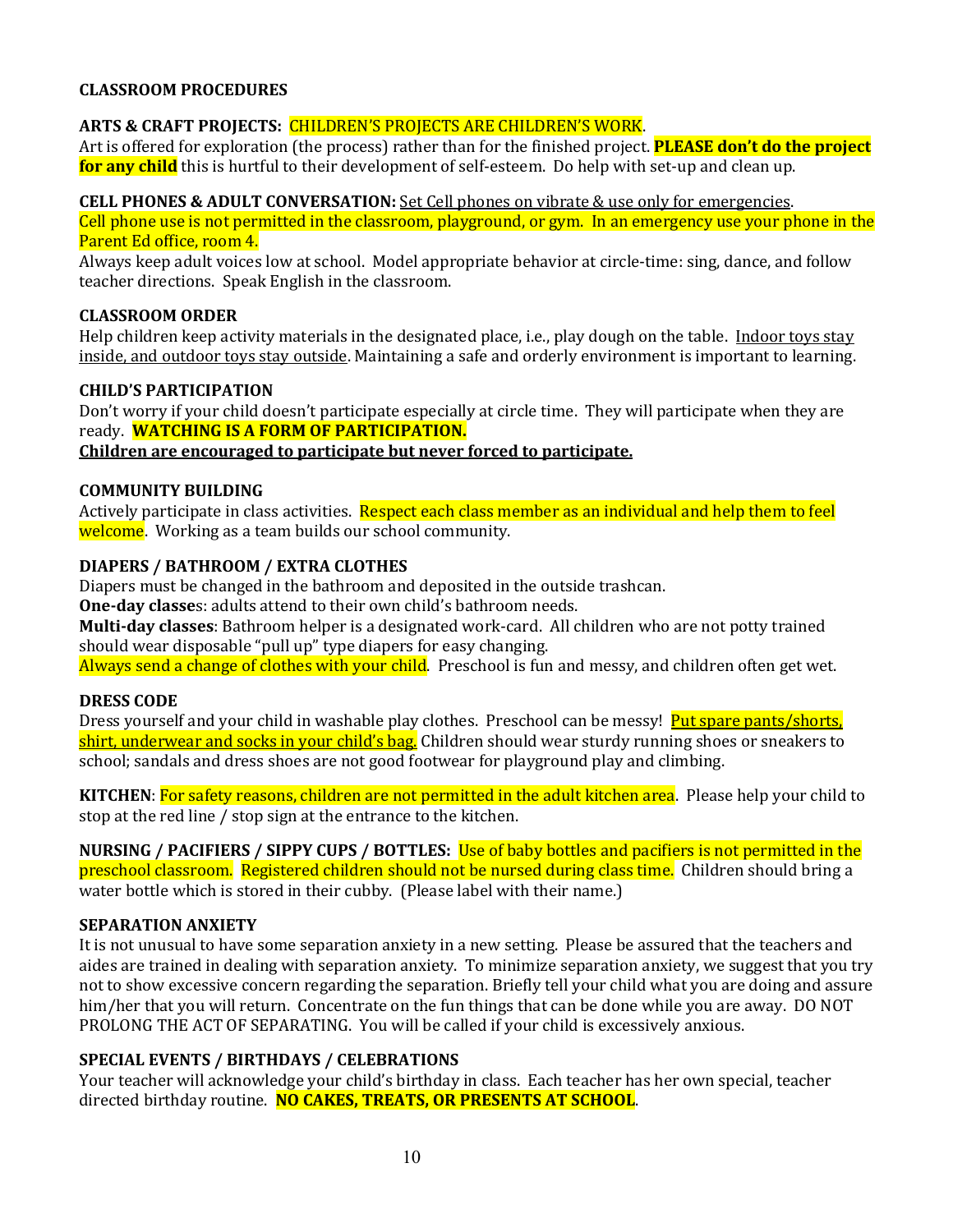## CLASSROOM PROCEDURES

**ARTS & CRAFT PROJECTS:** CHILDREN'S PROJECTS ARE CHILDREN'S WORK.
Art is offered for exploration (the process) rather than for the finished project. **PLEASE don't do the project for any child** this is hurtful to their development of self-esteem. Do help with set-up and clean up.

**CELL PHONES & ADULT CONVERSATION:** Set Cell phones on vibrate & use only for emergencies.
Cell phone use is not permitted in the classroom, playground, or gym. In an emergency use your phone in the Parent Ed office, room 4.
Always keep adult voices low at school. Model appropriate behavior at circle-time: sing, dance, and follow teacher directions. Speak English in the classroom.

**CLASSROOM ORDER**
Help children keep activity materials in the designated place, i.e., play dough on the table. Indoor toys stay inside, and outdoor toys stay outside. Maintaining a safe and orderly environment is important to learning.

**CHILD'S PARTICIPATION**
Don't worry if your child doesn't participate especially at circle time. They will participate when they are ready. **WATCHING IS A FORM OF PARTICIPATION.**
**Children are encouraged to participate but never forced to participate.**

**COMMUNITY BUILDING**
Actively participate in class activities. Respect each class member as an individual and help them to feel welcome. Working as a team builds our school community.

**DIAPERS / BATHROOM / EXTRA CLOTHES**
Diapers must be changed in the bathroom and deposited in the outside trashcan.
**One-day classe**s: adults attend to their own child's bathroom needs.
**Multi-day classes**: Bathroom helper is a designated work-card. All children who are not potty trained should wear disposable "pull up" type diapers for easy changing.
Always send a change of clothes with your child. Preschool is fun and messy, and children often get wet.

**DRESS CODE**
Dress yourself and your child in washable play clothes. Preschool can be messy! Put spare pants/shorts, shirt, underwear and socks in your child's bag. Children should wear sturdy running shoes or sneakers to school; sandals and dress shoes are not good footwear for playground play and climbing.

**KITCHEN**: For safety reasons, children are not permitted in the adult kitchen area. Please help your child to stop at the red line / stop sign at the entrance to the kitchen.

**NURSING / PACIFIERS / SIPPY CUPS / BOTTLES:** Use of baby bottles and pacifiers is not permitted in the preschool classroom. Registered children should not be nursed during class time. Children should bring a water bottle which is stored in their cubby. (Please label with their name.)

**SEPARATION ANXIETY**
It is not unusual to have some separation anxiety in a new setting. Please be assured that the teachers and aides are trained in dealing with separation anxiety. To minimize separation anxiety, we suggest that you try not to show excessive concern regarding the separation. Briefly tell your child what you are doing and assure him/her that you will return. Concentrate on the fun things that can be done while you are away. DO NOT PROLONG THE ACT OF SEPARATING. You will be called if your child is excessively anxious.

**SPECIAL EVENTS / BIRTHDAYS / CELEBRATIONS**
Your teacher will acknowledge your child's birthday in class. Each teacher has her own special, teacher directed birthday routine. **NO CAKES, TREATS, OR PRESENTS AT SCHOOL**.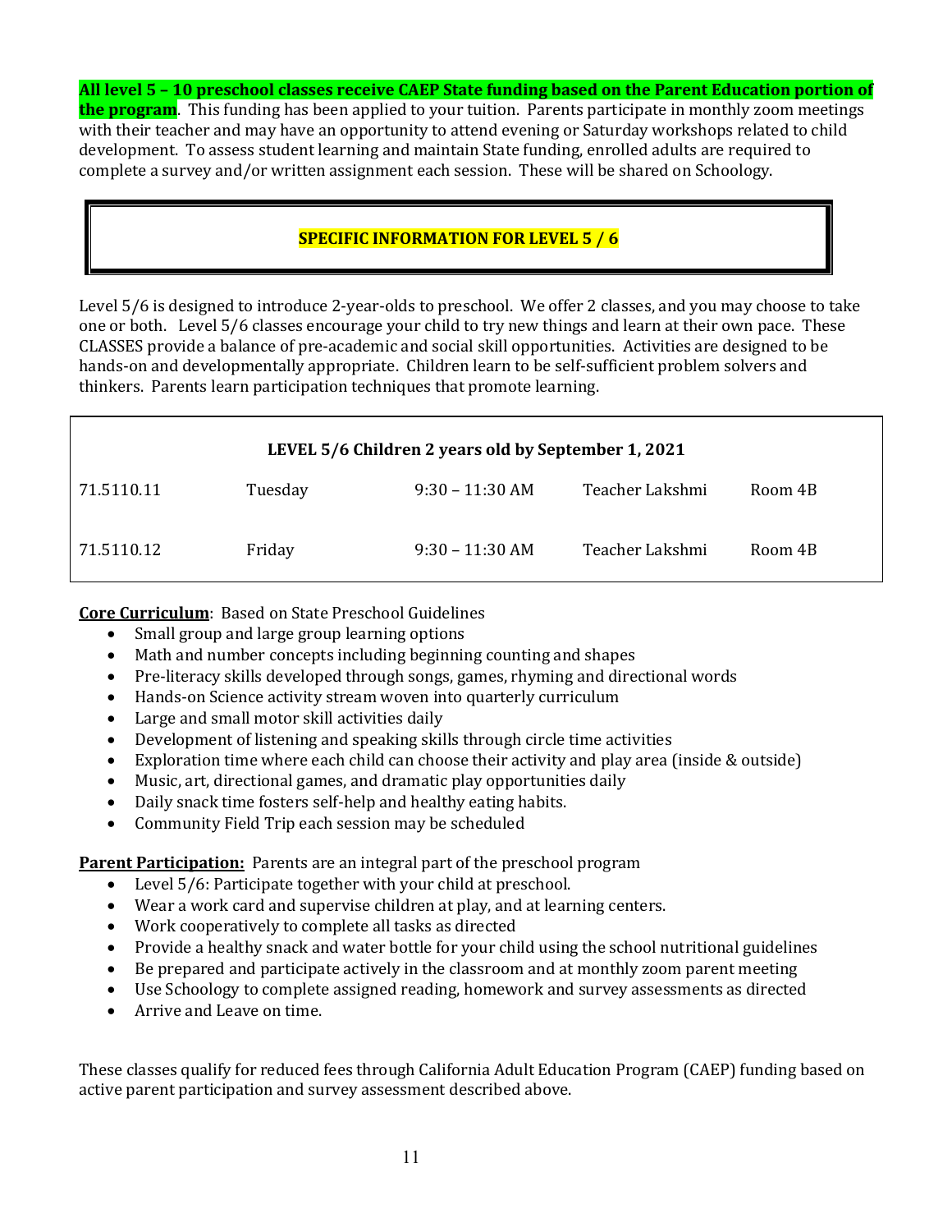**All level 5 – 10 preschool classes receive CAEP State funding based on the Parent Education portion of the program**. This funding has been applied to your tuition. Parents participate in monthly zoom meetings with their teacher and may have an opportunity to attend evening or Saturday workshops related to child development. To assess student learning and maintain State funding, enrolled adults are required to complete a survey and/or written assignment each session. These will be shared on Schoology.

## SPECIFIC INFORMATION FOR LEVEL 5 / 6

Level 5/6 is designed to introduce 2-year-olds to preschool. We offer 2 classes, and you may choose to take one or both. Level 5/6 classes encourage your child to try new things and learn at their own pace. These CLASSES provide a balance of pre-academic and social skill opportunities. Activities are designed to be hands-on and developmentally appropriate. Children learn to be self-sufficient problem solvers and thinkers. Parents learn participation techniques that promote learning.

| LEVEL 5/6 Children 2 years old by September 1, 2021 | | | | |
|---|---|---|---|---|
| 71.5110.11 | Tuesday | 9:30 – 11:30 AM | Teacher Lakshmi | Room 4B |
| 71.5110.12 | Friday | 9:30 – 11:30 AM | Teacher Lakshmi | Room 4B |

**Core Curriculum**: Based on State Preschool Guidelines

- Small group and large group learning options
- Math and number concepts including beginning counting and shapes
- Pre-literacy skills developed through songs, games, rhyming and directional words
- Hands-on Science activity stream woven into quarterly curriculum
- Large and small motor skill activities daily
- Development of listening and speaking skills through circle time activities
- Exploration time where each child can choose their activity and play area (inside & outside)
- Music, art, directional games, and dramatic play opportunities daily
- Daily snack time fosters self-help and healthy eating habits.
- Community Field Trip each session may be scheduled

**Parent Participation:** Parents are an integral part of the preschool program

- Level 5/6: Participate together with your child at preschool.
- Wear a work card and supervise children at play, and at learning centers.
- Work cooperatively to complete all tasks as directed
- Provide a healthy snack and water bottle for your child using the school nutritional guidelines
- Be prepared and participate actively in the classroom and at monthly zoom parent meeting
- Use Schoology to complete assigned reading, homework and survey assessments as directed
- Arrive and Leave on time.

These classes qualify for reduced fees through California Adult Education Program (CAEP) funding based on active parent participation and survey assessment described above.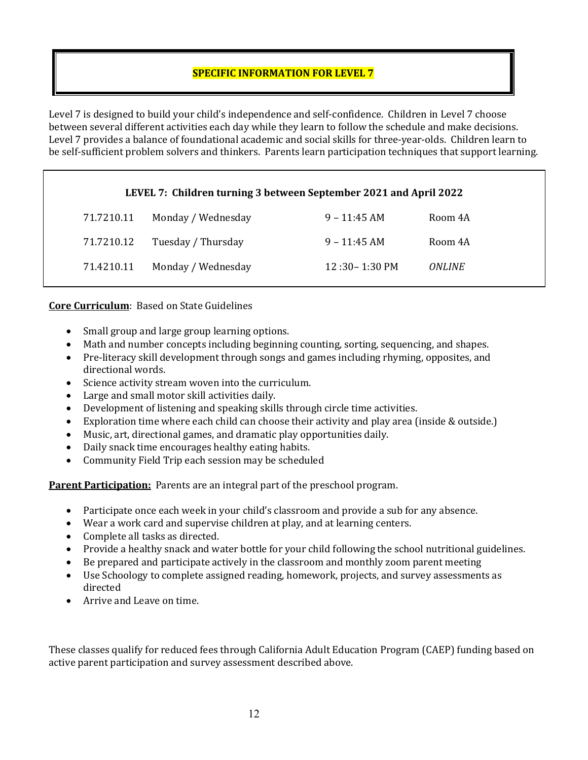## SPECIFIC INFORMATION FOR LEVEL 7

Level 7 is designed to build your child's independence and self-confidence. Children in Level 7 choose between several different activities each day while they learn to follow the schedule and make decisions. Level 7 provides a balance of foundational academic and social skills for three-year-olds. Children learn to be self-sufficient problem solvers and thinkers. Parents learn participation techniques that support learning.

**LEVEL 7: Children turning 3 between September 2021 and April 2022**

| | | | |
|---|---|---|---|
| 71.7210.11 | Monday / Wednesday | 9 – 11:45 AM | Room 4A |
| 71.7210.12 | Tuesday / Thursday | 9 – 11:45 AM | Room 4A |
| 71.4210.11 | Monday / Wednesday | 12 :30– 1:30 PM | *ONLINE* |

**Core Curriculum**: Based on State Guidelines

- Small group and large group learning options.
- Math and number concepts including beginning counting, sorting, sequencing, and shapes.
- Pre-literacy skill development through songs and games including rhyming, opposites, and directional words.
- Science activity stream woven into the curriculum.
- Large and small motor skill activities daily.
- Development of listening and speaking skills through circle time activities.
- Exploration time where each child can choose their activity and play area (inside & outside.)
- Music, art, directional games, and dramatic play opportunities daily.
- Daily snack time encourages healthy eating habits.
- Community Field Trip each session may be scheduled

**Parent Participation:** Parents are an integral part of the preschool program.

- Participate once each week in your child's classroom and provide a sub for any absence.
- Wear a work card and supervise children at play, and at learning centers.
- Complete all tasks as directed.
- Provide a healthy snack and water bottle for your child following the school nutritional guidelines.
- Be prepared and participate actively in the classroom and monthly zoom parent meeting
- Use Schoology to complete assigned reading, homework, projects, and survey assessments as directed
- Arrive and Leave on time.

These classes qualify for reduced fees through California Adult Education Program (CAEP) funding based on active parent participation and survey assessment described above.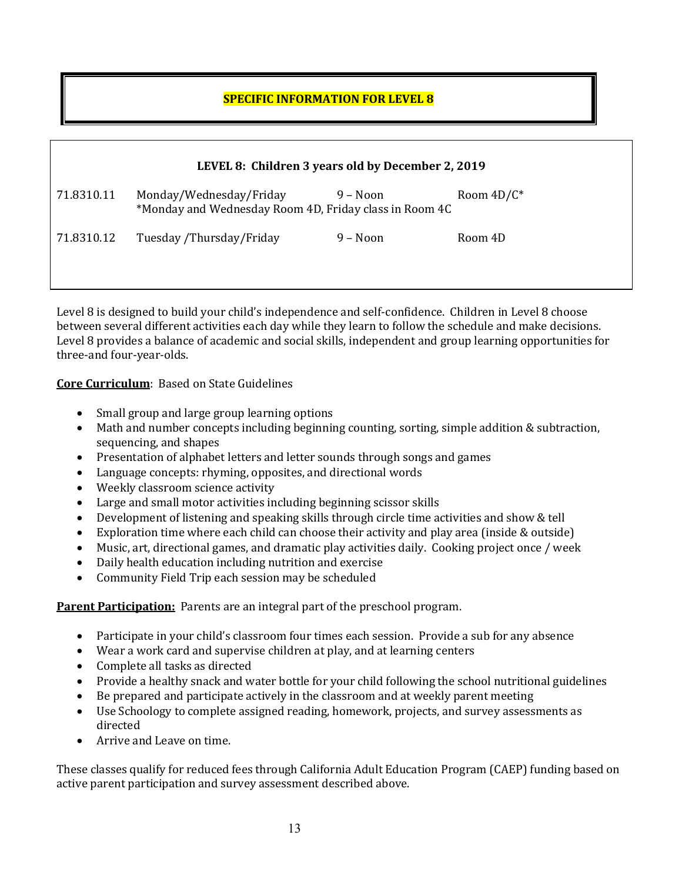# SPECIFIC INFORMATION FOR LEVEL 8

## LEVEL 8: Children 3 years old by December 2, 2019

| | | | |
|---|---|---|---|
| 71.8310.11 | Monday/Wednesday/Friday | 9 – Noon | Room 4D/C* |
| | *Monday and Wednesday Room 4D, Friday class in Room 4C | | |
| 71.8310.12 | Tuesday /Thursday/Friday | 9 – Noon | Room 4D |

Level 8 is designed to build your child's independence and self-confidence. Children in Level 8 choose between several different activities each day while they learn to follow the schedule and make decisions. Level 8 provides a balance of academic and social skills, independent and group learning opportunities for three-and four-year-olds.

**Core Curriculum**: Based on State Guidelines

- Small group and large group learning options
- Math and number concepts including beginning counting, sorting, simple addition & subtraction, sequencing, and shapes
- Presentation of alphabet letters and letter sounds through songs and games
- Language concepts: rhyming, opposites, and directional words
- Weekly classroom science activity
- Large and small motor activities including beginning scissor skills
- Development of listening and speaking skills through circle time activities and show & tell
- Exploration time where each child can choose their activity and play area (inside & outside)
- Music, art, directional games, and dramatic play activities daily. Cooking project once / week
- Daily health education including nutrition and exercise
- Community Field Trip each session may be scheduled

**Parent Participation:** Parents are an integral part of the preschool program.

- Participate in your child's classroom four times each session. Provide a sub for any absence
- Wear a work card and supervise children at play, and at learning centers
- Complete all tasks as directed
- Provide a healthy snack and water bottle for your child following the school nutritional guidelines
- Be prepared and participate actively in the classroom and at weekly parent meeting
- Use Schoology to complete assigned reading, homework, projects, and survey assessments as directed
- Arrive and Leave on time.

These classes qualify for reduced fees through California Adult Education Program (CAEP) funding based on active parent participation and survey assessment described above.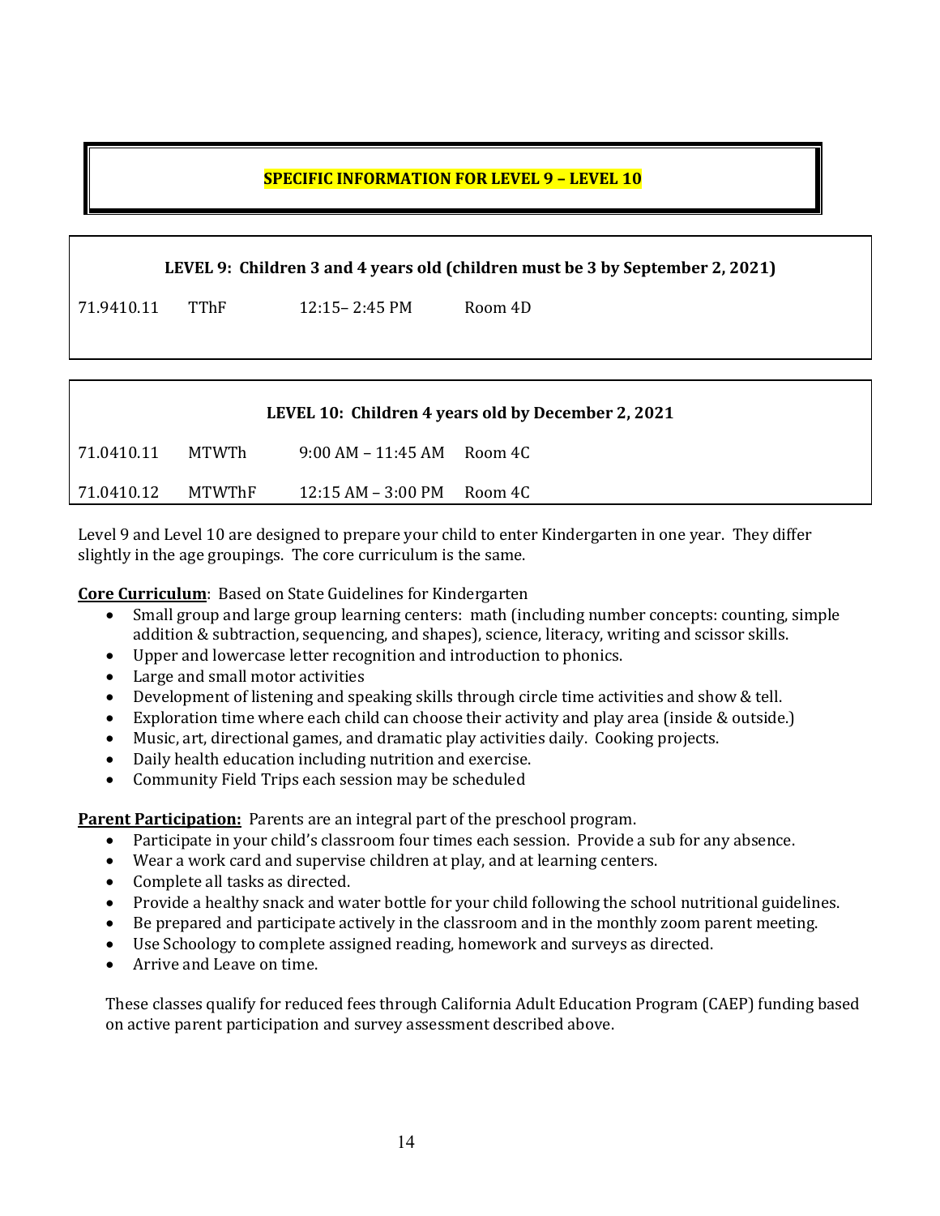## SPECIFIC INFORMATION FOR LEVEL 9 – LEVEL 10

### LEVEL 9: Children 3 and 4 years old (children must be 3 by September 2, 2021)

| | | | |
|---|---|---|---|
| 71.9410.11 | TThF | 12:15– 2:45 PM | Room 4D |

### LEVEL 10: Children 4 years old by December 2, 2021

| | | | |
|---|---|---|---|
| 71.0410.11 | MTWTh | 9:00 AM – 11:45 AM | Room 4C |
| 71.0410.12 | MTWThF | 12:15 AM – 3:00 PM | Room 4C |

Level 9 and Level 10 are designed to prepare your child to enter Kindergarten in one year. They differ slightly in the age groupings. The core curriculum is the same.

**Core Curriculum**: Based on State Guidelines for Kindergarten

- Small group and large group learning centers: math (including number concepts: counting, simple addition & subtraction, sequencing, and shapes), science, literacy, writing and scissor skills.
- Upper and lowercase letter recognition and introduction to phonics.
- Large and small motor activities
- Development of listening and speaking skills through circle time activities and show & tell.
- Exploration time where each child can choose their activity and play area (inside & outside.)
- Music, art, directional games, and dramatic play activities daily. Cooking projects.
- Daily health education including nutrition and exercise.
- Community Field Trips each session may be scheduled

**Parent Participation:** Parents are an integral part of the preschool program.

- Participate in your child's classroom four times each session. Provide a sub for any absence.
- Wear a work card and supervise children at play, and at learning centers.
- Complete all tasks as directed.
- Provide a healthy snack and water bottle for your child following the school nutritional guidelines.
- Be prepared and participate actively in the classroom and in the monthly zoom parent meeting.
- Use Schoology to complete assigned reading, homework and surveys as directed.
- Arrive and Leave on time.

These classes qualify for reduced fees through California Adult Education Program (CAEP) funding based on active parent participation and survey assessment described above.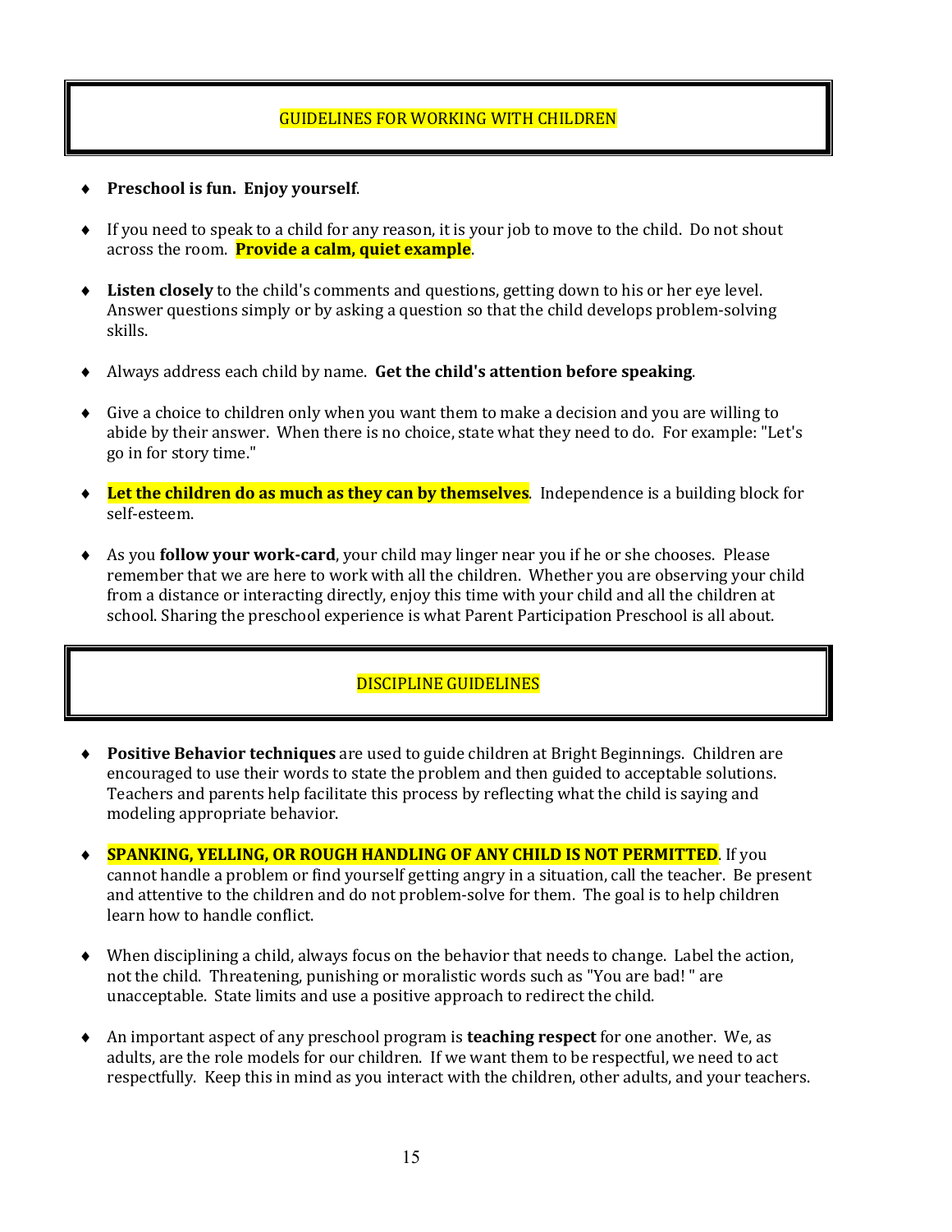## GUIDELINES FOR WORKING WITH CHILDREN

- **Preschool is fun. Enjoy yourself**.
- If you need to speak to a child for any reason, it is your job to move to the child. Do not shout across the room. **Provide a calm, quiet example**.
- **Listen closely** to the child's comments and questions, getting down to his or her eye level. Answer questions simply or by asking a question so that the child develops problem-solving skills.
- Always address each child by name. **Get the child's attention before speaking**.
- Give a choice to children only when you want them to make a decision and you are willing to abide by their answer. When there is no choice, state what they need to do. For example: "Let's go in for story time."
- **Let the children do as much as they can by themselves**. Independence is a building block for self-esteem.
- As you **follow your work-card**, your child may linger near you if he or she chooses. Please remember that we are here to work with all the children. Whether you are observing your child from a distance or interacting directly, enjoy this time with your child and all the children at school. Sharing the preschool experience is what Parent Participation Preschool is all about.

## DISCIPLINE GUIDELINES

- **Positive Behavior techniques** are used to guide children at Bright Beginnings. Children are encouraged to use their words to state the problem and then guided to acceptable solutions. Teachers and parents help facilitate this process by reflecting what the child is saying and modeling appropriate behavior.
- **SPANKING, YELLING, OR ROUGH HANDLING OF ANY CHILD IS NOT PERMITTED**. If you cannot handle a problem or find yourself getting angry in a situation, call the teacher. Be present and attentive to the children and do not problem-solve for them. The goal is to help children learn how to handle conflict.
- When disciplining a child, always focus on the behavior that needs to change. Label the action, not the child. Threatening, punishing or moralistic words such as "You are bad! " are unacceptable. State limits and use a positive approach to redirect the child.
- An important aspect of any preschool program is **teaching respect** for one another. We, as adults, are the role models for our children. If we want them to be respectful, we need to act respectfully. Keep this in mind as you interact with the children, other adults, and your teachers.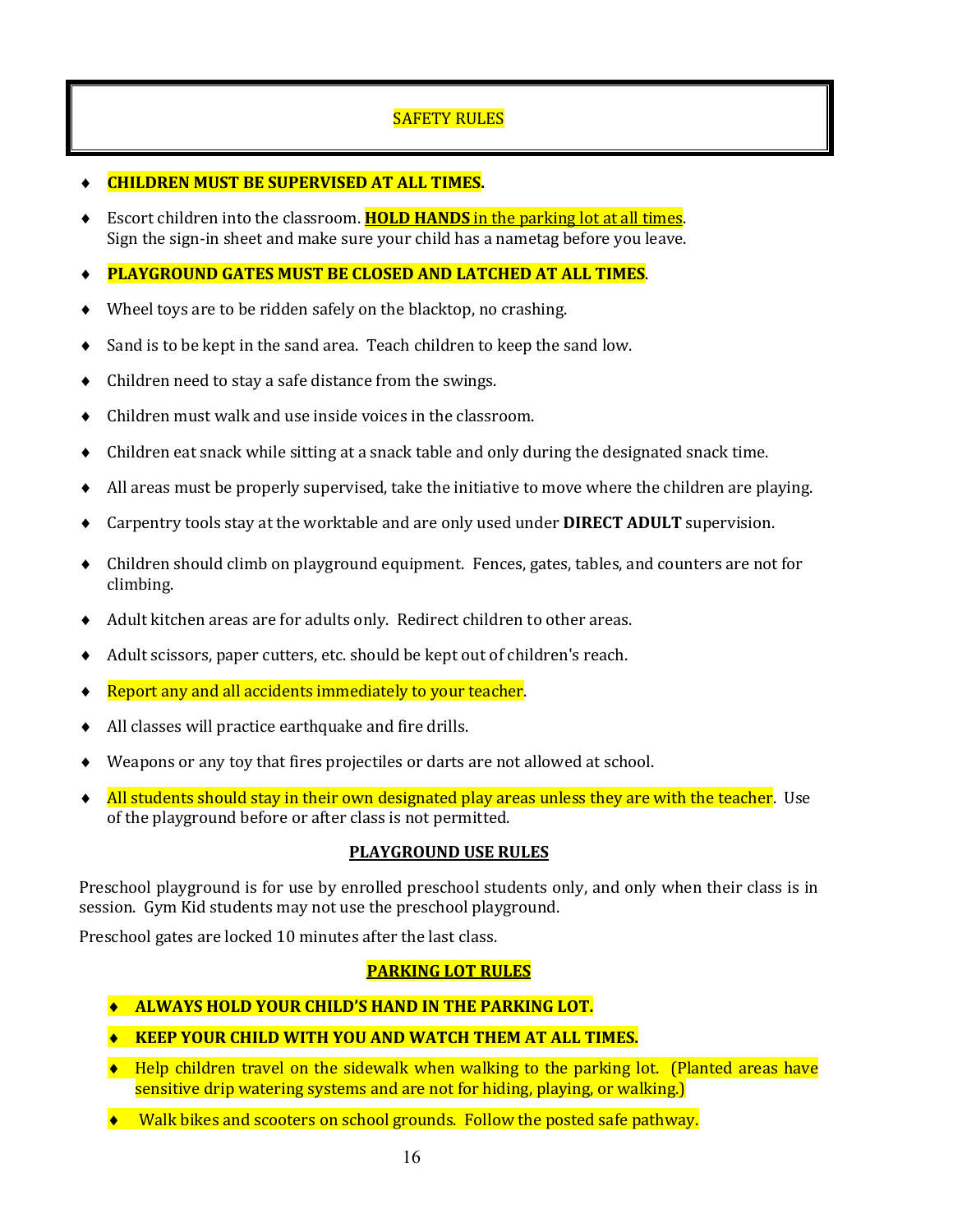# SAFETY RULES

- **CHILDREN MUST BE SUPERVISED AT ALL TIMES.**
- Escort children into the classroom. **HOLD HANDS** in the parking lot at all times. Sign the sign-in sheet and make sure your child has a nametag before you leave.
- **PLAYGROUND GATES MUST BE CLOSED AND LATCHED AT ALL TIMES**.
- Wheel toys are to be ridden safely on the blacktop, no crashing.
- Sand is to be kept in the sand area. Teach children to keep the sand low.
- Children need to stay a safe distance from the swings.
- Children must walk and use inside voices in the classroom.
- Children eat snack while sitting at a snack table and only during the designated snack time.
- All areas must be properly supervised, take the initiative to move where the children are playing.
- Carpentry tools stay at the worktable and are only used under **DIRECT ADULT** supervision.
- Children should climb on playground equipment. Fences, gates, tables, and counters are not for climbing.
- Adult kitchen areas are for adults only. Redirect children to other areas.
- Adult scissors, paper cutters, etc. should be kept out of children's reach.
- Report any and all accidents immediately to your teacher.
- All classes will practice earthquake and fire drills.
- Weapons or any toy that fires projectiles or darts are not allowed at school.
- All students should stay in their own designated play areas unless they are with the teacher. Use of the playground before or after class is not permitted.

## PLAYGROUND USE RULES

Preschool playground is for use by enrolled preschool students only, and only when their class is in session. Gym Kid students may not use the preschool playground.

Preschool gates are locked 10 minutes after the last class.

## PARKING LOT RULES

- **ALWAYS HOLD YOUR CHILD'S HAND IN THE PARKING LOT.**
- **KEEP YOUR CHILD WITH YOU AND WATCH THEM AT ALL TIMES.**
- Help children travel on the sidewalk when walking to the parking lot. (Planted areas have sensitive drip watering systems and are not for hiding, playing, or walking.)
- Walk bikes and scooters on school grounds. Follow the posted safe pathway.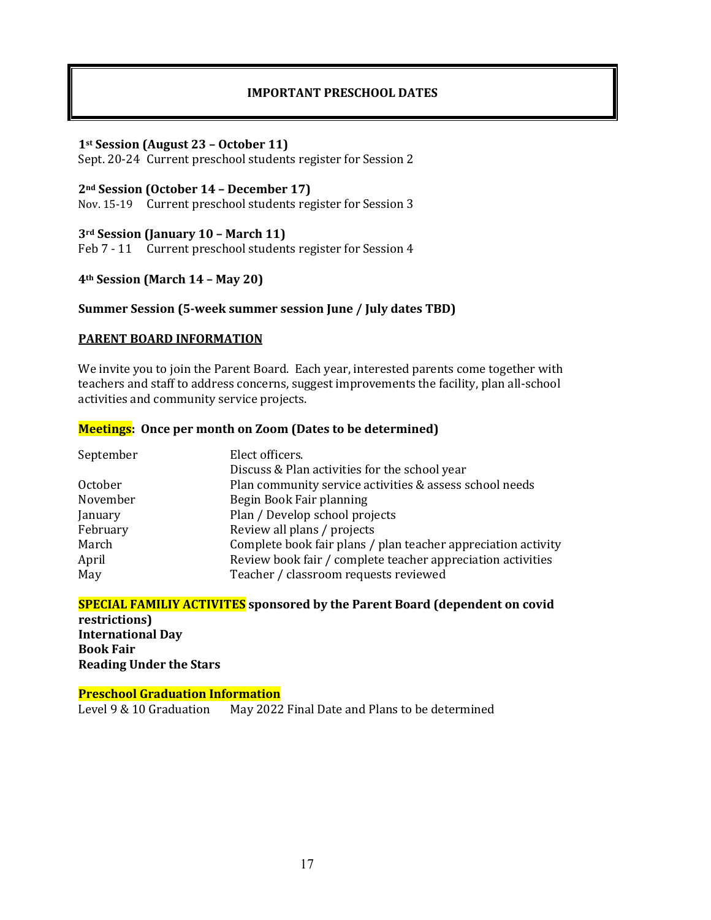# IMPORTANT PRESCHOOL DATES

**1st Session (August 23 – October 11)**
Sept. 20-24 Current preschool students register for Session 2

**2nd Session (October 14 – December 17)**
Nov. 15-19 Current preschool students register for Session 3

**3rd Session (January 10 – March 11)**
Feb 7 - 11 Current preschool students register for Session 4

**4th Session (March 14 – May 20)**

**Summer Session (5-week summer session June / July dates TBD)**

## PARENT BOARD INFORMATION

We invite you to join the Parent Board. Each year, interested parents come together with teachers and staff to address concerns, suggest improvements the facility, plan all-school activities and community service projects.

**Meetings: Once per month on Zoom (Dates to be determined)**

| | |
|---|---|
| September | Elect officers. Discuss & Plan activities for the school year |
| October | Plan community service activities & assess school needs |
| November | Begin Book Fair planning |
| January | Plan / Develop school projects |
| February | Review all plans / projects |
| March | Complete book fair plans / plan teacher appreciation activity |
| April | Review book fair / complete teacher appreciation activities |
| May | Teacher / classroom requests reviewed |

**SPECIAL FAMILIY ACTIVITIES sponsored by the Parent Board (dependent on covid restrictions)**
**International Day**
**Book Fair**
**Reading Under the Stars**

**Preschool Graduation Information**
Level 9 & 10 Graduation May 2022 Final Date and Plans to be determined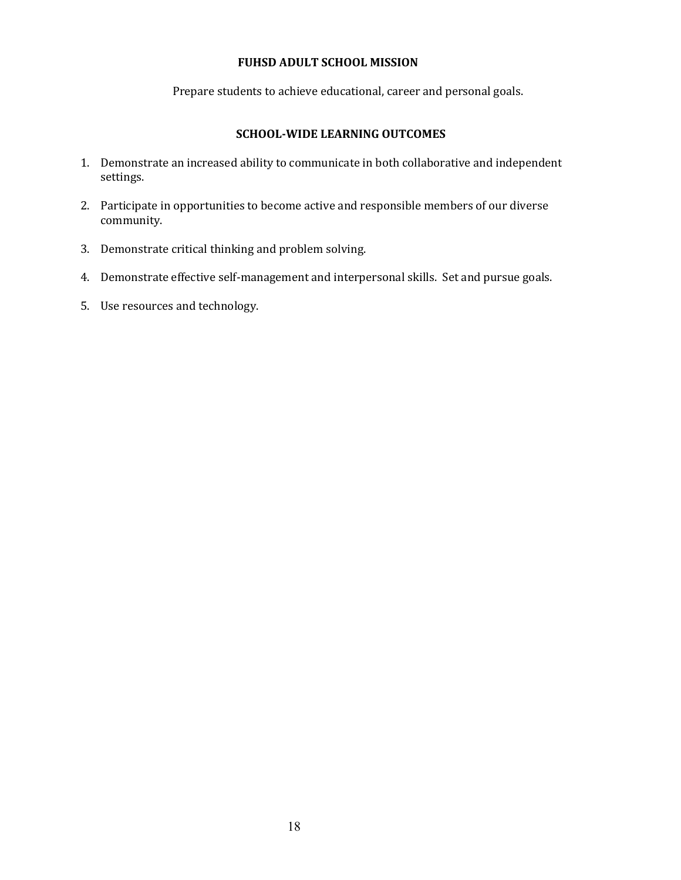## FUHSD ADULT SCHOOL MISSION

Prepare students to achieve educational, career and personal goals.

## SCHOOL-WIDE LEARNING OUTCOMES

1. Demonstrate an increased ability to communicate in both collaborative and independent settings.
2. Participate in opportunities to become active and responsible members of our diverse community.
3. Demonstrate critical thinking and problem solving.
4. Demonstrate effective self-management and interpersonal skills. Set and pursue goals.
5. Use resources and technology.